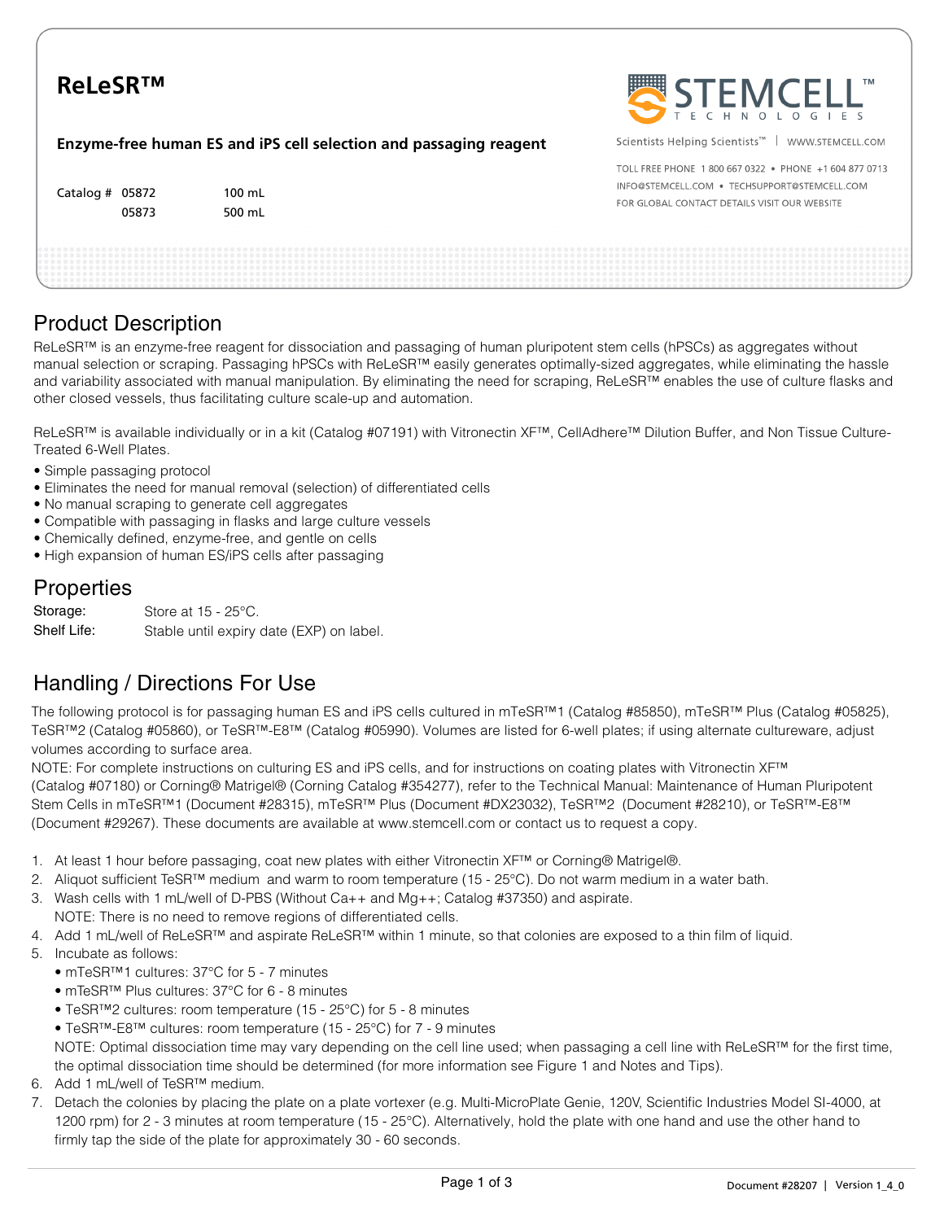# ReLeSR™

**Enzyme-free human ES and iPS cell selection and passaging reagent**

| Catalog # | | |
|---|---|---|
| | 05872 | 100 mL |
| | 05873 | 500 mL |

STEMCELL TECHNOLOGIES

Scientists Helping Scientists™ | WWW.STEMCELL.COM

TOLL FREE PHONE 1 800 667 0322 • PHONE +1 604 877 0713
INFO@STEMCELL.COM • TECHSUPPORT@STEMCELL.COM
FOR GLOBAL CONTACT DETAILS VISIT OUR WEBSITE

## Product Description

ReLeSR™ is an enzyme-free reagent for dissociation and passaging of human pluripotent stem cells (hPSCs) as aggregates without manual selection or scraping. Passaging hPSCs with ReLeSR™ easily generates optimally-sized aggregates, while eliminating the hassle and variability associated with manual manipulation. By eliminating the need for scraping, ReLeSR™ enables the use of culture flasks and other closed vessels, thus facilitating culture scale-up and automation.

ReLeSR™ is available individually or in a kit (Catalog #07191) with Vitronectin XF™, CellAdhere™ Dilution Buffer, and Non Tissue Culture-Treated 6-Well Plates.

- Simple passaging protocol
- Eliminates the need for manual removal (selection) of differentiated cells
- No manual scraping to generate cell aggregates
- Compatible with passaging in flasks and large culture vessels
- Chemically defined, enzyme-free, and gentle on cells
- High expansion of human ES/iPS cells after passaging

## Properties

| | |
|---|---|
| Storage: | Store at 15 - 25°C. |
| Shelf Life: | Stable until expiry date (EXP) on label. |

## Handling / Directions For Use

The following protocol is for passaging human ES and iPS cells cultured in mTeSR™1 (Catalog #85850), mTeSR™ Plus (Catalog #05825), TeSR™2 (Catalog #05860), or TeSR™-E8™ (Catalog #05990). Volumes are listed for 6-well plates; if using alternate cultureware, adjust volumes according to surface area.

NOTE: For complete instructions on culturing ES and iPS cells, and for instructions on coating plates with Vitronectin XF™ (Catalog #07180) or Corning® Matrigel® (Corning Catalog #354277), refer to the Technical Manual: Maintenance of Human Pluripotent Stem Cells in mTeSR™1 (Document #28315), mTeSR™ Plus (Document #DX23032), TeSR™2 (Document #28210), or TeSR™-E8™ (Document #29267). These documents are available at www.stemcell.com or contact us to request a copy.

1. At least 1 hour before passaging, coat new plates with either Vitronectin XF™ or Corning® Matrigel®.
2. Aliquot sufficient TeSR™ medium and warm to room temperature (15 - 25°C). Do not warm medium in a water bath.
3. Wash cells with 1 mL/well of D-PBS (Without Ca++ and Mg++; Catalog #37350) and aspirate.
   NOTE: There is no need to remove regions of differentiated cells.
4. Add 1 mL/well of ReLeSR™ and aspirate ReLeSR™ within 1 minute, so that colonies are exposed to a thin film of liquid.
5. Incubate as follows:
   - mTeSR™1 cultures: 37°C for 5 - 7 minutes
   - mTeSR™ Plus cultures: 37°C for 6 - 8 minutes
   - TeSR™2 cultures: room temperature (15 - 25°C) for 5 - 8 minutes
   - TeSR™-E8™ cultures: room temperature (15 - 25°C) for 7 - 9 minutes

   NOTE: Optimal dissociation time may vary depending on the cell line used; when passaging a cell line with ReLeSR™ for the first time, the optimal dissociation time should be determined (for more information see Figure 1 and Notes and Tips).
6. Add 1 mL/well of TeSR™ medium.
7. Detach the colonies by placing the plate on a plate vortexer (e.g. Multi-MicroPlate Genie, 120V, Scientific Industries Model SI-4000, at 1200 rpm) for 2 - 3 minutes at room temperature (15 - 25°C). Alternatively, hold the plate with one hand and use the other hand to firmly tap the side of the plate for approximately 30 - 60 seconds.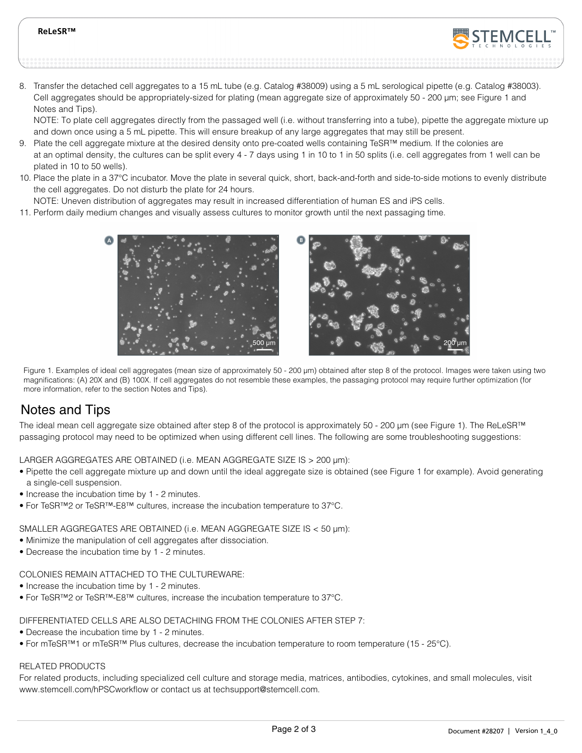8. Transfer the detached cell aggregates to a 15 mL tube (e.g. Catalog #38009) using a 5 mL serological pipette (e.g. Catalog #38003). Cell aggregates should be appropriately-sized for plating (mean aggregate size of approximately 50 - 200 µm; see Figure 1 and Notes and Tips).
   NOTE: To plate cell aggregates directly from the passaged well (i.e. without transferring into a tube), pipette the aggregate mixture up and down once using a 5 mL pipette. This will ensure breakup of any large aggregates that may still be present.
9. Plate the cell aggregate mixture at the desired density onto pre-coated wells containing TeSR™ medium. If the colonies are at an optimal density, the cultures can be split every 4 - 7 days using 1 in 10 to 1 in 50 splits (i.e. cell aggregates from 1 well can be plated in 10 to 50 wells).
10. Place the plate in a 37°C incubator. Move the plate in several quick, short, back-and-forth and side-to-side motions to evenly distribute the cell aggregates. Do not disturb the plate for 24 hours.
    NOTE: Uneven distribution of aggregates may result in increased differentiation of human ES and iPS cells.
11. Perform daily medium changes and visually assess cultures to monitor growth until the next passaging time.

Figure 1. Examples of ideal cell aggregates (mean size of approximately 50 - 200 µm) obtained after step 8 of the protocol. Images were taken using two magnifications: (A) 20X and (B) 100X. If cell aggregates do not resemble these examples, the passaging protocol may require further optimization (for more information, refer to the section Notes and Tips).

# Notes and Tips

The ideal mean cell aggregate size obtained after step 8 of the protocol is approximately 50 - 200 µm (see Figure 1). The ReLeSR™ passaging protocol may need to be optimized when using different cell lines. The following are some troubleshooting suggestions:

LARGER AGGREGATES ARE OBTAINED (i.e. MEAN AGGREGATE SIZE IS > 200 µm):

- Pipette the cell aggregate mixture up and down until the ideal aggregate size is obtained (see Figure 1 for example). Avoid generating a single-cell suspension.
- Increase the incubation time by 1 - 2 minutes.
- For TeSR™2 or TeSR™-E8™ cultures, increase the incubation temperature to 37°C.

SMALLER AGGREGATES ARE OBTAINED (i.e. MEAN AGGREGATE SIZE IS < 50 µm):

- Minimize the manipulation of cell aggregates after dissociation.
- Decrease the incubation time by 1 - 2 minutes.

COLONIES REMAIN ATTACHED TO THE CULTUREWARE:

- Increase the incubation time by 1 - 2 minutes.
- For TeSR™2 or TeSR™-E8™ cultures, increase the incubation temperature to 37°C.

DIFFERENTIATED CELLS ARE ALSO DETACHING FROM THE COLONIES AFTER STEP 7:

- Decrease the incubation time by 1 - 2 minutes.
- For mTeSR™1 or mTeSR™ Plus cultures, decrease the incubation temperature to room temperature (15 - 25°C).

RELATED PRODUCTS

For related products, including specialized cell culture and storage media, matrices, antibodies, cytokines, and small molecules, visit www.stemcell.com/hPSCworkflow or contact us at techsupport@stemcell.com.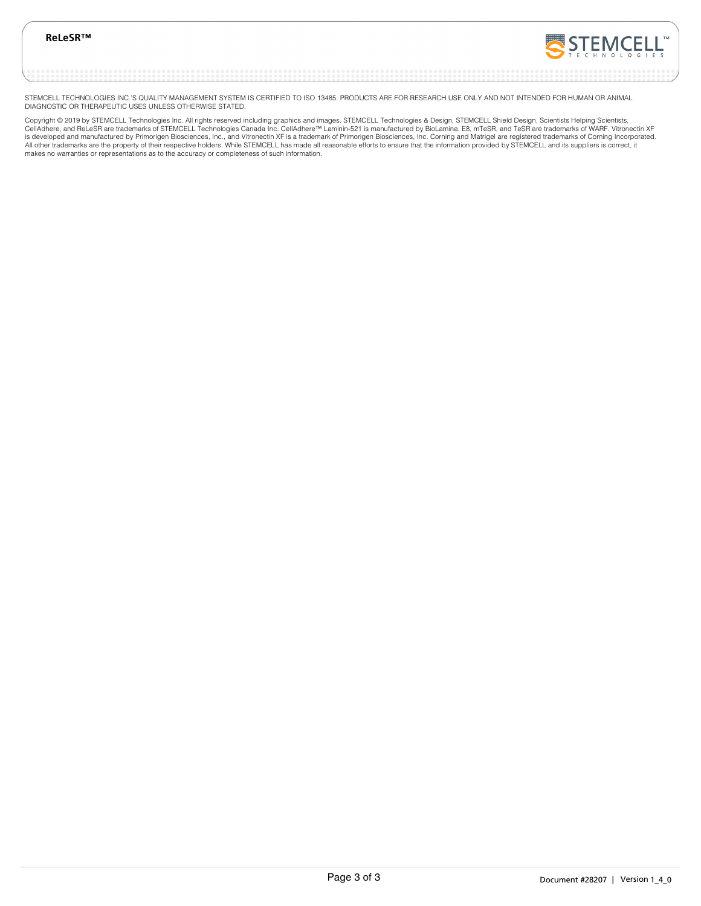STEMCELL TECHNOLOGIES INC.'S QUALITY MANAGEMENT SYSTEM IS CERTIFIED TO ISO 13485. PRODUCTS ARE FOR RESEARCH USE ONLY AND NOT INTENDED FOR HUMAN OR ANIMAL DIAGNOSTIC OR THERAPEUTIC USES UNLESS OTHERWISE STATED.

Copyright © 2019 by STEMCELL Technologies Inc. All rights reserved including graphics and images. STEMCELL Technologies & Design, STEMCELL Shield Design, Scientists Helping Scientists, CellAdhere, and ReLeSR are trademarks of STEMCELL Technologies Canada Inc. CellAdhere™ Laminin-521 is manufactured by BioLamina. E8, mTeSR, and TeSR are trademarks of WARF. Vitronectin XF is developed and manufactured by Primorigen Biosciences, Inc., and Vitronectin XF is a trademark of Primorigen Biosciences, Inc. Corning and Matrigel are registered trademarks of Corning Incorporated. All other trademarks are the property of their respective holders. While STEMCELL has made all reasonable efforts to ensure that the information provided by STEMCELL and its suppliers is correct, it makes no warranties or representations as to the accuracy or completeness of such information.